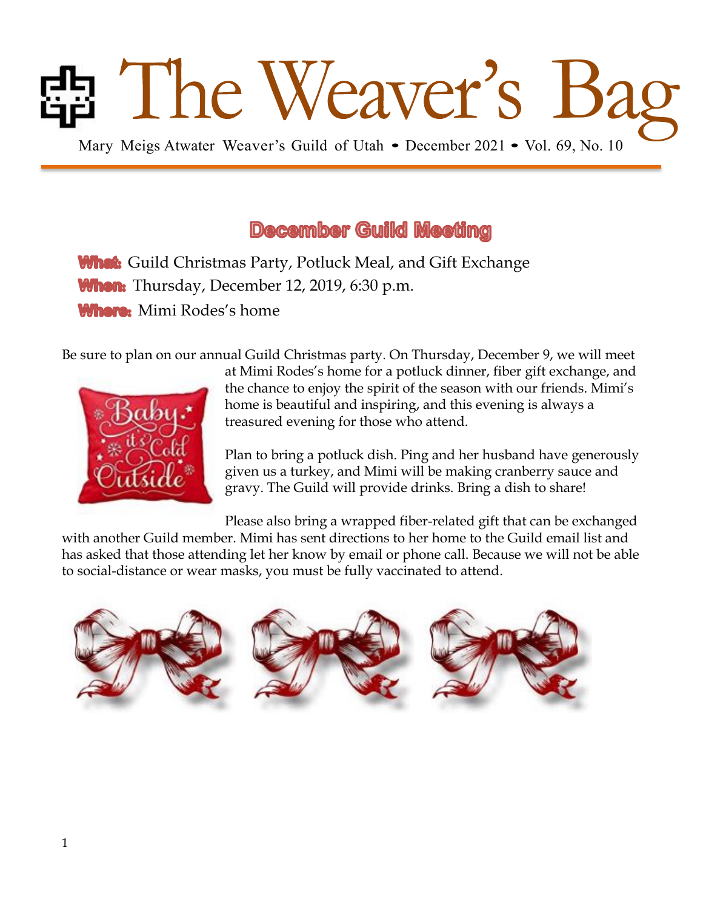# The Weaver's Bag

Mary Meigs Atwater Weaver's Guild of Utah • December 2021 • Vol. 69, No. 10

## December Guild Meeting

**What:** Guild Christmas Party, Potluck Meal, and Gift Exchange

**When:** Thursday, December 12, 2019, 6:30 p.m.

**Where:** Mimi Rodes's home

Be sure to plan on our annual Guild Christmas party. On Thursday, December 9, we will meet at Mimi Rodes's home for a potluck dinner, fiber gift exchange, and the chance to enjoy the spirit of the season with our friends. Mimi's home is beautiful and inspiring, and this evening is always a treasured evening for those who attend.

Plan to bring a potluck dish. Ping and her husband have generously given us a turkey, and Mimi will be making cranberry sauce and gravy. The Guild will provide drinks. Bring a dish to share!

Please also bring a wrapped fiber-related gift that can be exchanged with another Guild member. Mimi has sent directions to her home to the Guild email list and has asked that those attending let her know by email or phone call. Because we will not be able to social-distance or wear masks, you must be fully vaccinated to attend.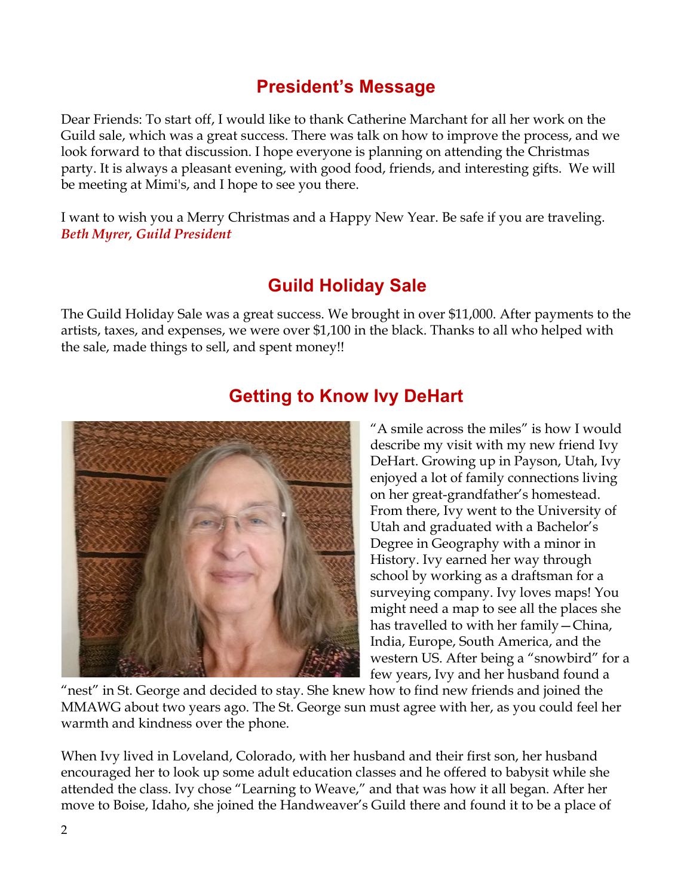## President's Message

Dear Friends: To start off, I would like to thank Catherine Marchant for all her work on the Guild sale, which was a great success. There was talk on how to improve the process, and we look forward to that discussion. I hope everyone is planning on attending the Christmas party. It is always a pleasant evening, with good food, friends, and interesting gifts. We will be meeting at Mimi's, and I hope to see you there.

I want to wish you a Merry Christmas and a Happy New Year. Be safe if you are traveling.
***Beth Myrer, Guild President***

## Guild Holiday Sale

The Guild Holiday Sale was a great success. We brought in over $11,000. After payments to the artists, taxes, and expenses, we were over $1,100 in the black. Thanks to all who helped with the sale, made things to sell, and spent money!!

## Getting to Know Ivy DeHart

"A smile across the miles" is how I would describe my visit with my new friend Ivy DeHart. Growing up in Payson, Utah, Ivy enjoyed a lot of family connections living on her great-grandfather's homestead. From there, Ivy went to the University of Utah and graduated with a Bachelor's Degree in Geography with a minor in History. Ivy earned her way through school by working as a draftsman for a surveying company. Ivy loves maps! You might need a map to see all the places she has travelled to with her family—China, India, Europe, South America, and the western US. After being a "snowbird" for a few years, Ivy and her husband found a "nest" in St. George and decided to stay. She knew how to find new friends and joined the MMAWG about two years ago. The St. George sun must agree with her, as you could feel her warmth and kindness over the phone.

When Ivy lived in Loveland, Colorado, with her husband and their first son, her husband encouraged her to look up some adult education classes and he offered to babysit while she attended the class. Ivy chose "Learning to Weave," and that was how it all began. After her move to Boise, Idaho, she joined the Handweaver's Guild there and found it to be a place of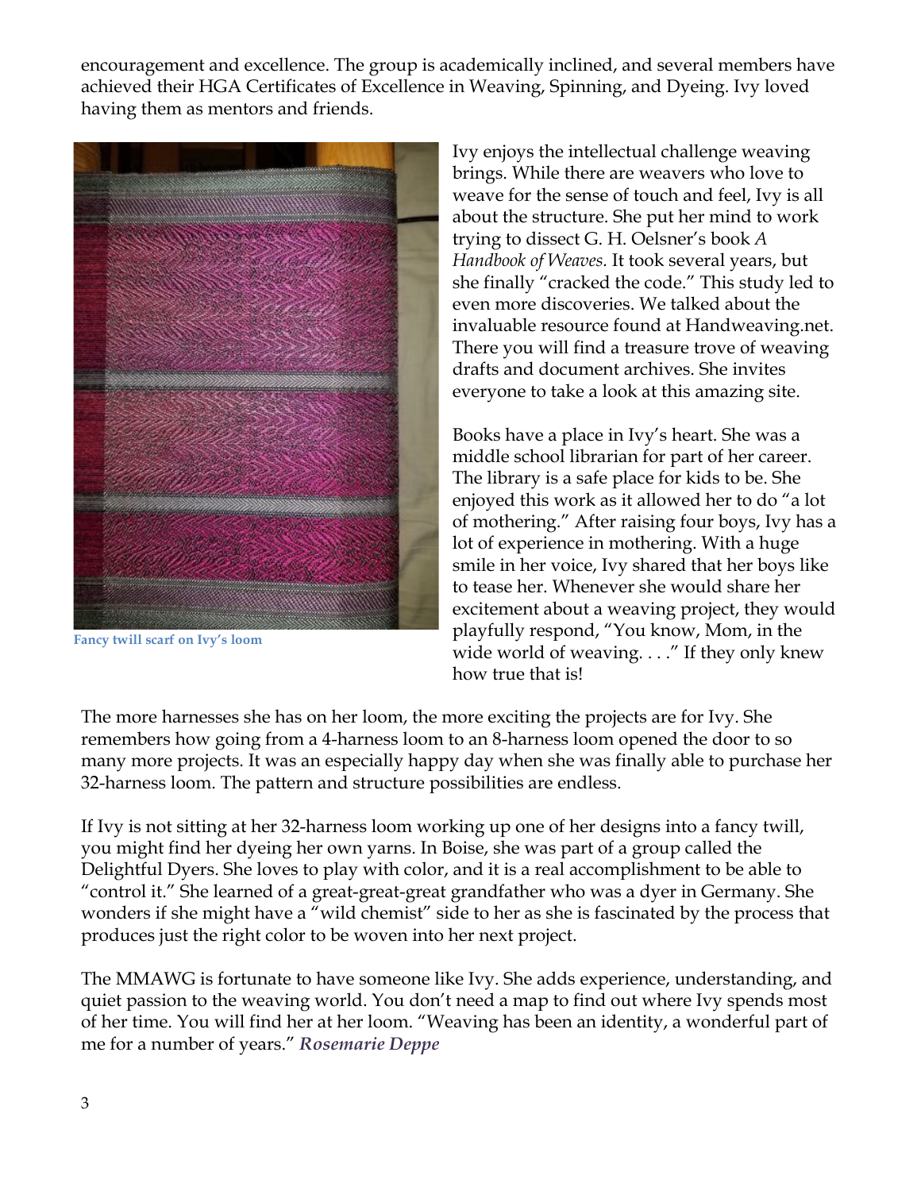encouragement and excellence. The group is academically inclined, and several members have achieved their HGA Certificates of Excellence in Weaving, Spinning, and Dyeing. Ivy loved having them as mentors and friends.

**Fancy twill scarf on Ivy's loom**

Ivy enjoys the intellectual challenge weaving brings. While there are weavers who love to weave for the sense of touch and feel, Ivy is all about the structure. She put her mind to work trying to dissect G. H. Oelsner's book *A Handbook of Weaves.* It took several years, but she finally "cracked the code." This study led to even more discoveries. We talked about the invaluable resource found at Handweaving.net. There you will find a treasure trove of weaving drafts and document archives. She invites everyone to take a look at this amazing site.

Books have a place in Ivy's heart. She was a middle school librarian for part of her career. The library is a safe place for kids to be. She enjoyed this work as it allowed her to do "a lot of mothering." After raising four boys, Ivy has a lot of experience in mothering. With a huge smile in her voice, Ivy shared that her boys like to tease her. Whenever she would share her excitement about a weaving project, they would playfully respond, "You know, Mom, in the wide world of weaving. . . ." If they only knew how true that is!

The more harnesses she has on her loom, the more exciting the projects are for Ivy. She remembers how going from a 4-harness loom to an 8-harness loom opened the door to so many more projects. It was an especially happy day when she was finally able to purchase her 32-harness loom. The pattern and structure possibilities are endless.

If Ivy is not sitting at her 32-harness loom working up one of her designs into a fancy twill, you might find her dyeing her own yarns. In Boise, she was part of a group called the Delightful Dyers. She loves to play with color, and it is a real accomplishment to be able to "control it." She learned of a great-great-great grandfather who was a dyer in Germany. She wonders if she might have a "wild chemist" side to her as she is fascinated by the process that produces just the right color to be woven into her next project.

The MMAWG is fortunate to have someone like Ivy. She adds experience, understanding, and quiet passion to the weaving world. You don't need a map to find out where Ivy spends most of her time. You will find her at her loom. "Weaving has been an identity, a wonderful part of me for a number of years." ***Rosemarie Deppe***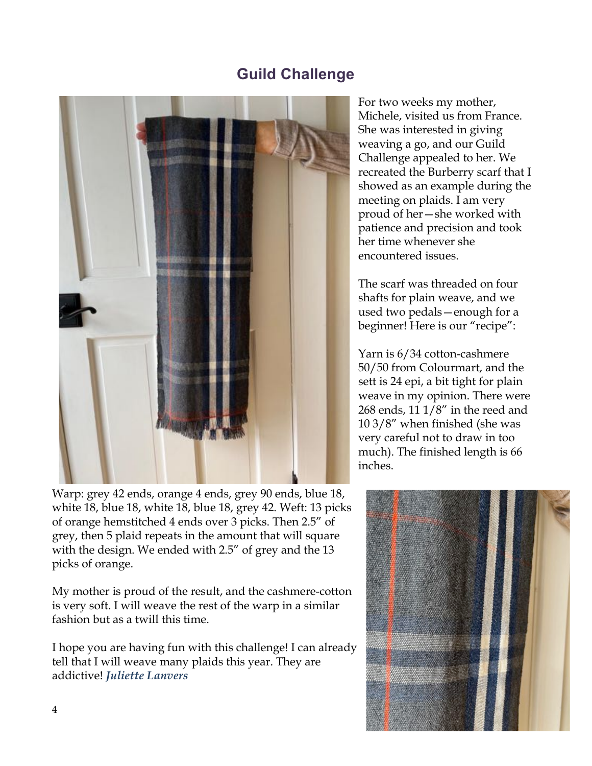## Guild Challenge

For two weeks my mother, Michele, visited us from France. She was interested in giving weaving a go, and our Guild Challenge appealed to her. We recreated the Burberry scarf that I showed as an example during the meeting on plaids. I am very proud of her—she worked with patience and precision and took her time whenever she encountered issues.

The scarf was threaded on four shafts for plain weave, and we used two pedals—enough for a beginner! Here is our "recipe":

Yarn is 6/34 cotton-cashmere 50/50 from Colourmart, and the sett is 24 epi, a bit tight for plain weave in my opinion. There were 268 ends, 11 1/8" in the reed and 10 3/8" when finished (she was very careful not to draw in too much). The finished length is 66 inches.

Warp: grey 42 ends, orange 4 ends, grey 90 ends, blue 18, white 18, blue 18, white 18, blue 18, grey 42. Weft: 13 picks of orange hemstitched 4 ends over 3 picks. Then 2.5" of grey, then 5 plaid repeats in the amount that will square with the design. We ended with 2.5" of grey and the 13 picks of orange.

My mother is proud of the result, and the cashmere-cotton is very soft. I will weave the rest of the warp in a similar fashion but as a twill this time.

I hope you are having fun with this challenge! I can already tell that I will weave many plaids this year. They are addictive! ***Juliette Lanvers***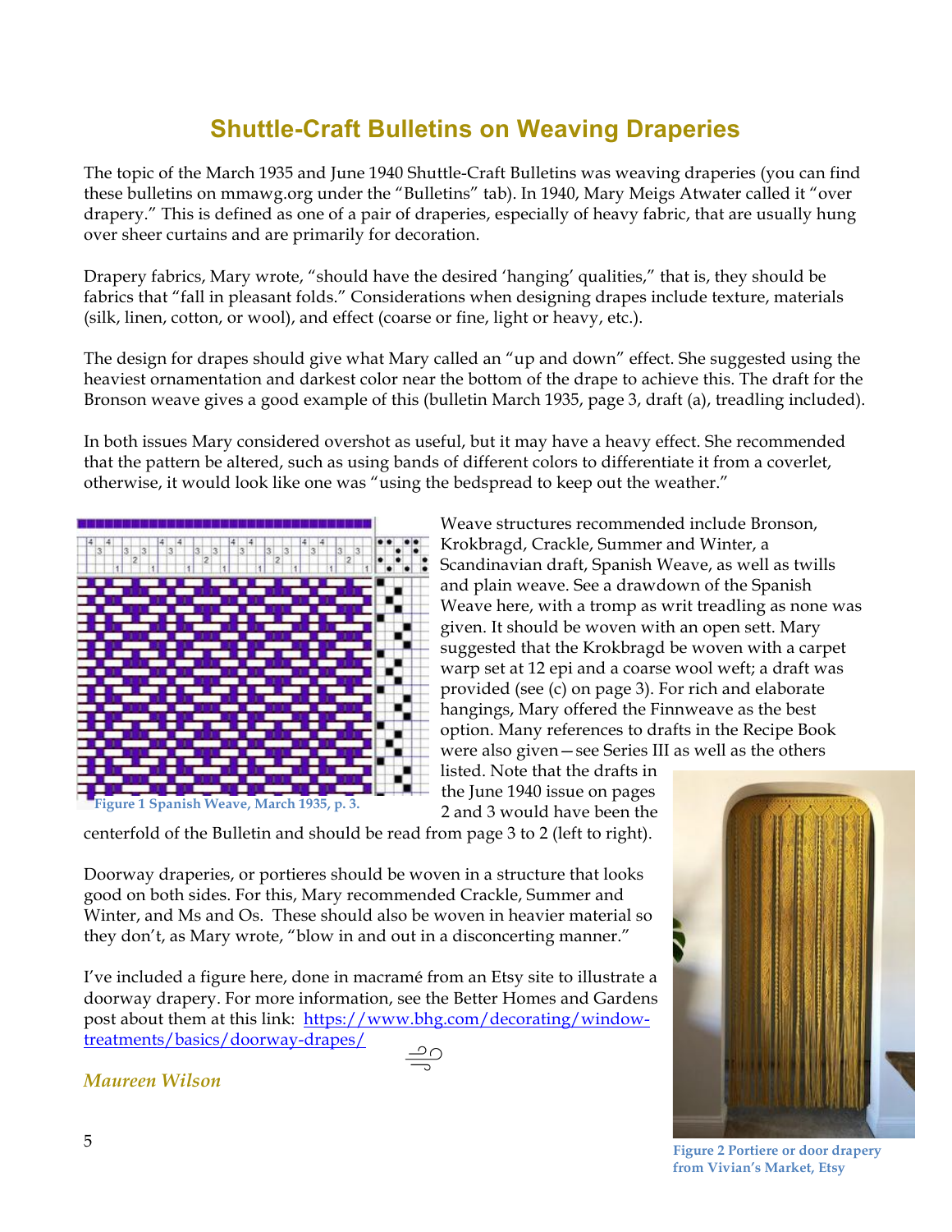# Shuttle-Craft Bulletins on Weaving Draperies

The topic of the March 1935 and June 1940 Shuttle-Craft Bulletins was weaving draperies (you can find these bulletins on mmawg.org under the "Bulletins" tab). In 1940, Mary Meigs Atwater called it "over drapery." This is defined as one of a pair of draperies, especially of heavy fabric, that are usually hung over sheer curtains and are primarily for decoration.

Drapery fabrics, Mary wrote, "should have the desired 'hanging' qualities," that is, they should be fabrics that "fall in pleasant folds." Considerations when designing drapes include texture, materials (silk, linen, cotton, or wool), and effect (coarse or fine, light or heavy, etc.).

The design for drapes should give what Mary called an "up and down" effect. She suggested using the heaviest ornamentation and darkest color near the bottom of the drape to achieve this. The draft for the Bronson weave gives a good example of this (bulletin March 1935, page 3, draft (a), treadling included).

In both issues Mary considered overshot as useful, but it may have a heavy effect. She recommended that the pattern be altered, such as using bands of different colors to differentiate it from a coverlet, otherwise, it would look like one was "using the bedspread to keep out the weather."

Figure 1 Spanish Weave, March 1935, p. 3.

Weave structures recommended include Bronson, Krokbragd, Crackle, Summer and Winter, a Scandinavian draft, Spanish Weave, as well as twills and plain weave. See a drawdown of the Spanish Weave here, with a tromp as writ treadling as none was given. It should be woven with an open sett. Mary suggested that the Krokbragd be woven with a carpet warp set at 12 epi and a coarse wool weft; a draft was provided (see (c) on page 3). For rich and elaborate hangings, Mary offered the Finnweave as the best option. Many references to drafts in the Recipe Book were also given—see Series III as well as the others listed. Note that the drafts in the June 1940 issue on pages 2 and 3 would have been the centerfold of the Bulletin and should be read from page 3 to 2 (left to right).

Doorway draperies, or portieres should be woven in a structure that looks good on both sides. For this, Mary recommended Crackle, Summer and Winter, and Ms and Os. These should also be woven in heavier material so they don't, as Mary wrote, "blow in and out in a disconcerting manner."

I've included a figure here, done in macramé from an Etsy site to illustrate a doorway drapery. For more information, see the Better Homes and Gardens post about them at this link: [https://www.bhg.com/decorating/window-treatments/basics/doorway-drapes/](https://www.bhg.com/decorating/window-treatments/basics/doorway-drapes/)

***Maureen Wilson***

Figure 2 Portiere or door drapery from Vivian's Market, Etsy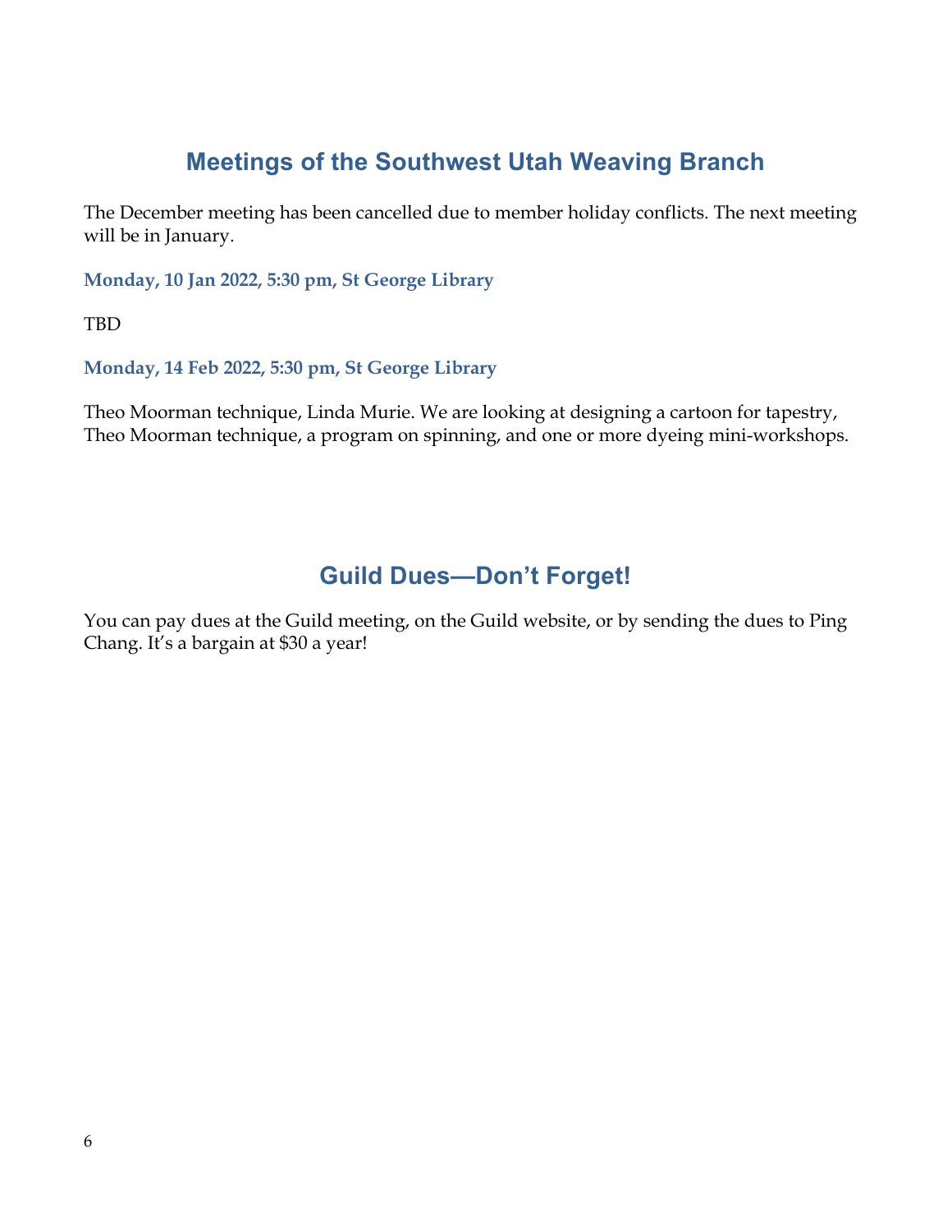## Meetings of the Southwest Utah Weaving Branch

The December meeting has been cancelled due to member holiday conflicts. The next meeting will be in January.

### Monday, 10 Jan 2022, 5:30 pm, St George Library

TBD

### Monday, 14 Feb 2022, 5:30 pm, St George Library

Theo Moorman technique, Linda Murie. We are looking at designing a cartoon for tapestry, Theo Moorman technique, a program on spinning, and one or more dyeing mini-workshops.

## Guild Dues—Don't Forget!

You can pay dues at the Guild meeting, on the Guild website, or by sending the dues to Ping Chang. It's a bargain at $30 a year!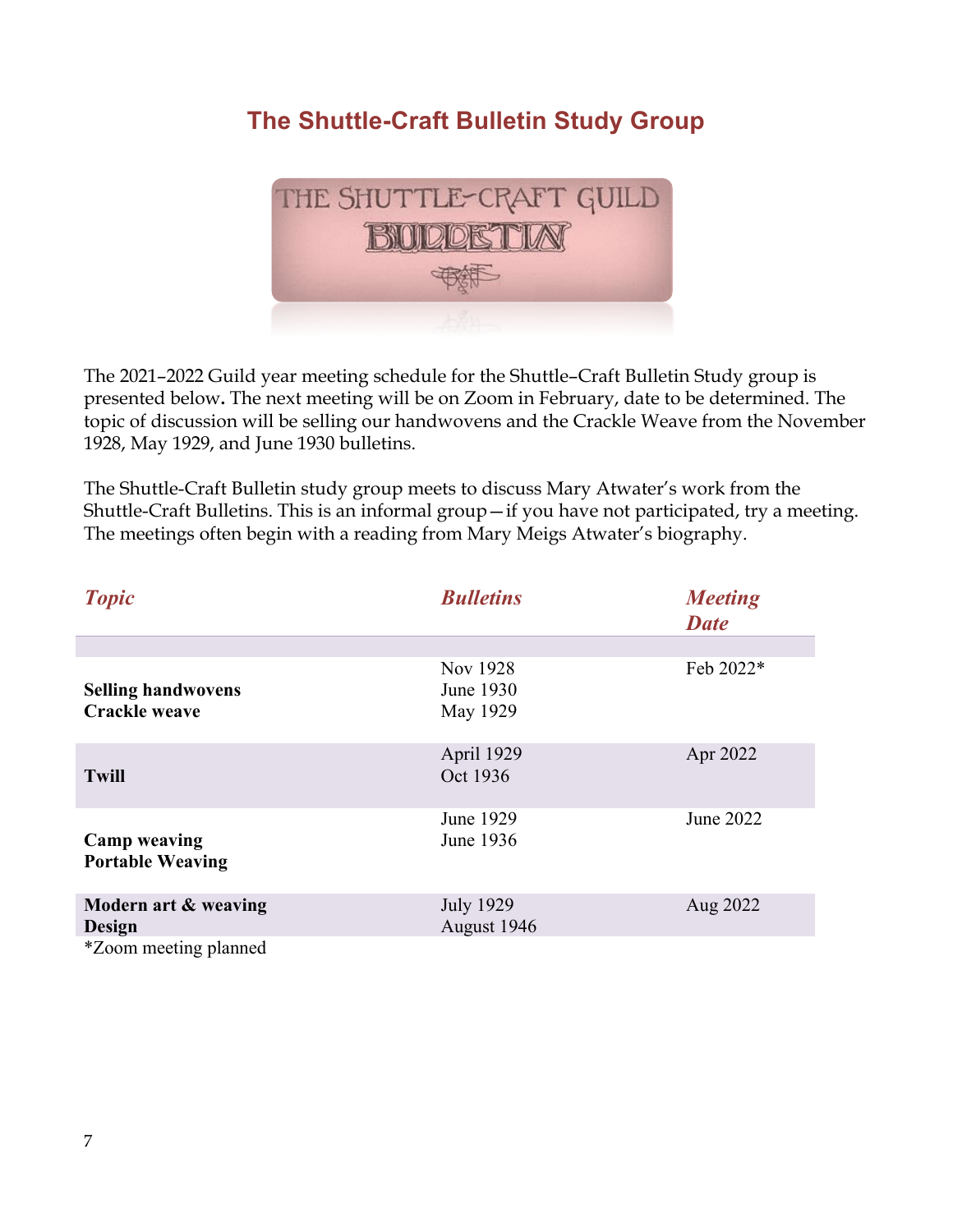# The Shuttle-Craft Bulletin Study Group

The 2021–2022 Guild year meeting schedule for the Shuttle–Craft Bulletin Study group is presented below**.** The next meeting will be on Zoom in February, date to be determined. The topic of discussion will be selling our handwovens and the Crackle Weave from the November 1928, May 1929, and June 1930 bulletins.

The Shuttle-Craft Bulletin study group meets to discuss Mary Atwater's work from the Shuttle-Craft Bulletins. This is an informal group—if you have not participated, try a meeting. The meetings often begin with a reading from Mary Meigs Atwater's biography.

| *Topic* | *Bulletins* | *Meeting Date* |
| --- | --- | --- |
| **Selling handwovens**<br>**Crackle weave** | Nov 1928<br>June 1930<br>May 1929 | Feb 2022* |
| **Twill** | April 1929<br>Oct 1936 | Apr 2022 |
| **Camp weaving**<br>**Portable Weaving** | June 1929<br>June 1936 | June 2022 |
| **Modern art & weaving**<br>**Design** | July 1929<br>August 1946 | Aug 2022 |

*Zoom meeting planned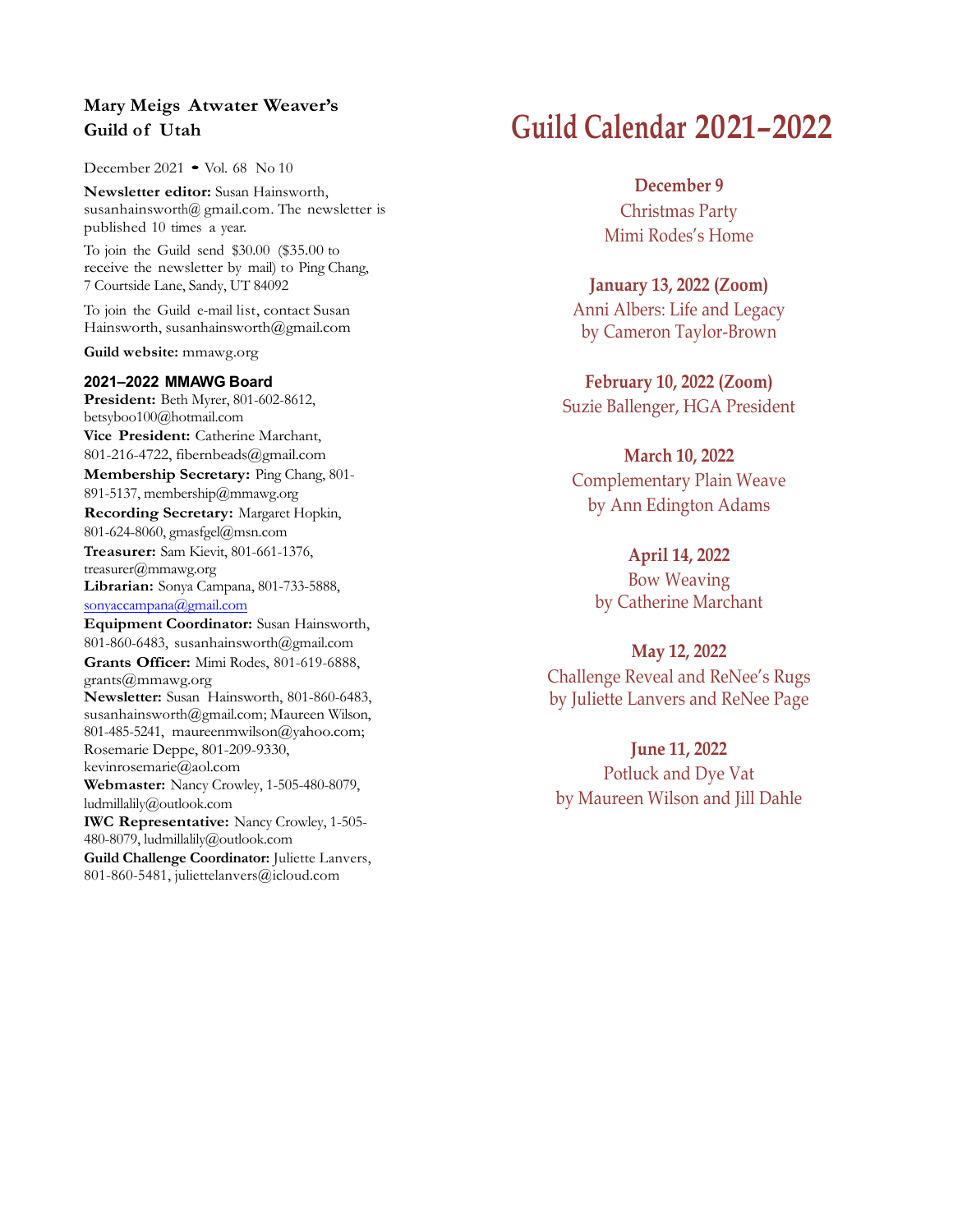**Mary Meigs Atwater Weaver's Guild of Utah**

December 2021 • Vol. 68 No 10

**Newsletter editor:** Susan Hainsworth, susanhainsworth@ gmail.com. The newsletter is published 10 times a year.

To join the Guild send $30.00 ($35.00 to receive the newsletter by mail) to Ping Chang, 7 Courtside Lane, Sandy, UT 84092

To join the Guild e-mail list, contact Susan Hainsworth, susanhainsworth@gmail.com

**Guild website:** mmawg.org

### 2021–2022 MMAWG Board

**President:** Beth Myrer, 801-602-8612, betsyboo100@hotmail.com
**Vice President:** Catherine Marchant, 801-216-4722, fibernbeads@gmail.com
**Membership Secretary:** Ping Chang, 801-891-5137, membership@mmawg.org
**Recording Secretary:** Margaret Hopkin, 801-624-8060, gmasfgel@msn.com
**Treasurer:** Sam Kievit, 801-661-1376, treasurer@mmawg.org
**Librarian:** Sonya Campana, 801-733-5888, sonyaccampana@gmail.com
**Equipment Coordinator:** Susan Hainsworth, 801-860-6483, susanhainsworth@gmail.com
**Grants Officer:** Mimi Rodes, 801-619-6888, grants@mmawg.org
**Newsletter:** Susan Hainsworth, 801-860-6483, susanhainsworth@gmail.com; Maureen Wilson, 801-485-5241, maureenmwilson@yahoo.com; Rosemarie Deppe, 801-209-9330, kevinrosemarie@aol.com
**Webmaster:** Nancy Crowley, 1-505-480-8079, ludmillalily@outlook.com
**IWC Representative:** Nancy Crowley, 1-505-480-8079, ludmillalily@outlook.com
**Guild Challenge Coordinator:** Juliette Lanvers, 801-860-5481, juliettelanvers@icloud.com

# Guild Calendar 2021–2022

**December 9**
Christmas Party
Mimi Rodes's Home

**January 13, 2022 (Zoom)**
Anni Albers: Life and Legacy
by Cameron Taylor-Brown

**February 10, 2022 (Zoom)**
Suzie Ballenger, HGA President

**March 10, 2022**
Complementary Plain Weave
by Ann Edington Adams

**April 14, 2022**
Bow Weaving
by Catherine Marchant

**May 12, 2022**
Challenge Reveal and ReNee's Rugs
by Juliette Lanvers and ReNee Page

**June 11, 2022**
Potluck and Dye Vat
by Maureen Wilson and Jill Dahle